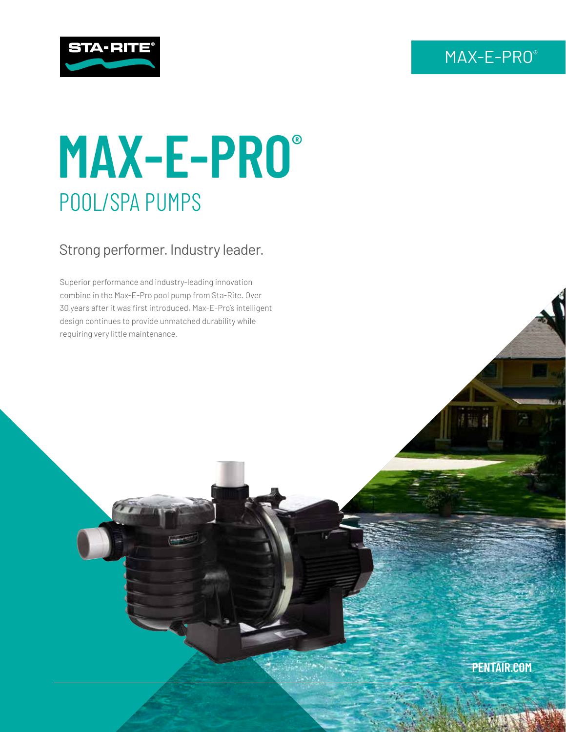STA-RITE®

MAX-E-PRO®

# MAX-E-PRO®

## POOL/SPA PUMPS

### Strong performer. Industry leader.

Superior performance and industry-leading innovation combine in the Max-E-Pro pool pump from Sta-Rite. Over 30 years after it was first introduced, Max-E-Pro's intelligent design continues to provide unmatched durability while requiring very little maintenance.

PENTAIR.COM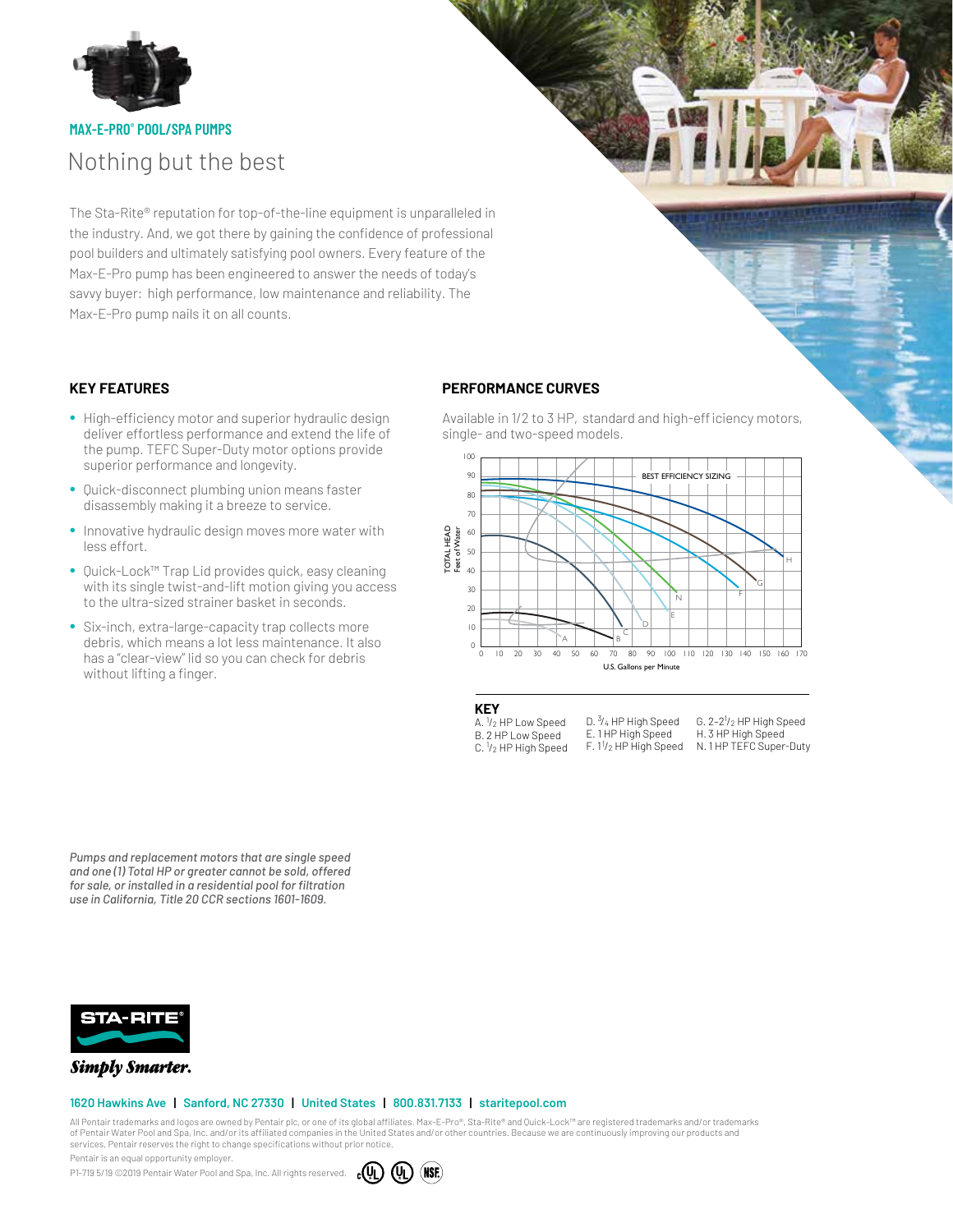## MAX-E-PRO® POOL/SPA PUMPS

# Nothing but the best

The Sta-Rite® reputation for top-of-the-line equipment is unparalleled in the industry. And, we got there by gaining the confidence of professional pool builders and ultimately satisfying pool owners. Every feature of the Max-E-Pro pump has been engineered to answer the needs of today's savvy buyer: high performance, low maintenance and reliability. The Max-E-Pro pump nails it on all counts.

### KEY FEATURES

- High-efficiency motor and superior hydraulic design deliver effortless performance and extend the life of the pump. TEFC Super-Duty motor options provide superior performance and longevity.
- Quick-disconnect plumbing union means faster disassembly making it a breeze to service.
- Innovative hydraulic design moves more water with less effort.
- Quick-Lock™ Trap Lid provides quick, easy cleaning with its single twist-and-lift motion giving you access to the ultra-sized strainer basket in seconds.
- Six-inch, extra-large-capacity trap collects more debris, which means a lot less maintenance. It also has a "clear-view" lid so you can check for debris without lifting a finger.

### PERFORMANCE CURVES

Available in 1/2 to 3 HP, standard and high-efficiency motors, single- and two-speed models.

BEST EFFICIENCY SIZING

TOTAL HEAD Feet of Water

0 10 20 30 40 50 60 70 80 90 100

U.S. Gallons per Minute

0 10 20 30 40 50 60 70 80 90 100 110 120 130 140 150 160 170

A B C D E N F G H

**KEY**

A. 1/2 HP Low Speed
B. 2 HP Low Speed
C. 1/2 HP High Speed
D. 3/4 HP High Speed
E. 1 HP High Speed
F. 1 1/2 HP High Speed
G. 2-2 1/2 HP High Speed
H. 3 HP High Speed
N. 1 HP TEFC Super-Duty

*Pumps and replacement motors that are single speed and one (1) Total HP or greater cannot be sold, offered for sale, or installed in a residential pool for filtration use in California, Title 20 CCR sections 1601-1609.*

STA-RITE®

*Simply Smarter.*

**1620 Hawkins Ave | Sanford, NC 27330 | United States | 800.831.7133 | staritepool.com**

All Pentair trademarks and logos are owned by Pentair plc, or one of its global affiliates. Max-E-Pro®, Sta-Rite® and Quick-Lock™ are registered trademarks and/or trademarks of Pentair Water Pool and Spa, Inc. and/or its affiliated companies in the United States and/or other countries. Because we are continuously improving our products and services, Pentair reserves the right to change specifications without prior notice.

Pentair is an equal opportunity employer.

P1-719 5/19 ©2019 Pentair Water Pool and Spa, Inc. All rights reserved.